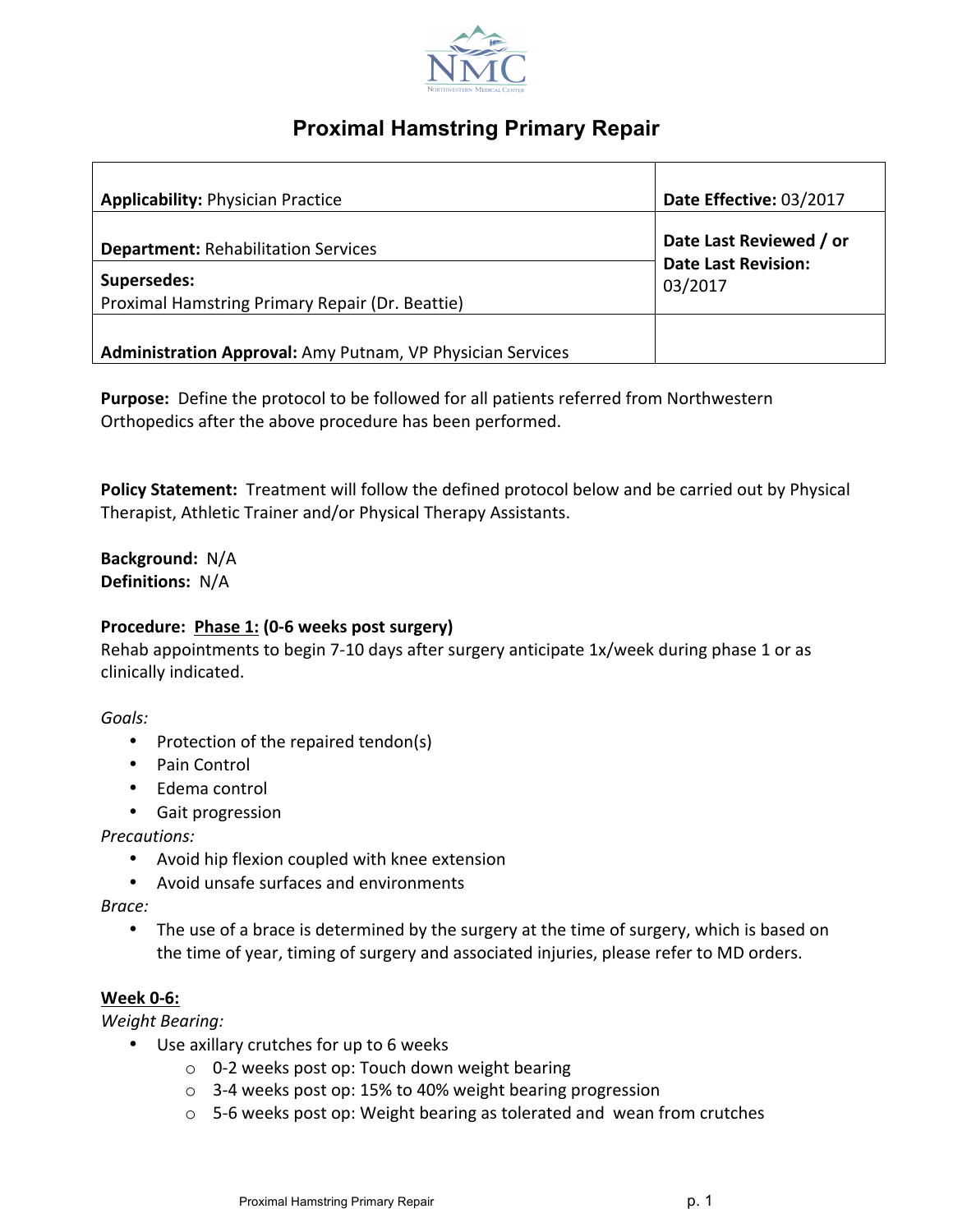# Proximal Hamstring Primary Repair

| **Applicability:** Physician Practice | **Date Effective:** 03/2017 |
| --- | --- |
| **Department:** Rehabilitation Services | **Date Last Reviewed / or Date Last Revision:** 03/2017 |
| **Supersedes:** Proximal Hamstring Primary Repair (Dr. Beattie) | |
| **Administration Approval:** Amy Putnam, VP Physician Services | |

**Purpose:** Define the protocol to be followed for all patients referred from Northwestern Orthopedics after the above procedure has been performed.

**Policy Statement:** Treatment will follow the defined protocol below and be carried out by Physical Therapist, Athletic Trainer and/or Physical Therapy Assistants.

**Background:** N/A
**Definitions:** N/A

**Procedure:** **Phase 1: (0-6 weeks post surgery)**
Rehab appointments to begin 7-10 days after surgery anticipate 1x/week during phase 1 or as clinically indicated.

*Goals:*

- Protection of the repaired tendon(s)
- Pain Control
- Edema control
- Gait progression

*Precautions:*

- Avoid hip flexion coupled with knee extension
- Avoid unsafe surfaces and environments

*Brace:*

- The use of a brace is determined by the surgery at the time of surgery, which is based on the time of year, timing of surgery and associated injuries, please refer to MD orders.

**Week 0-6:**

*Weight Bearing:*

- Use axillary crutches for up to 6 weeks
  - 0-2 weeks post op: Touch down weight bearing
  - 3-4 weeks post op: 15% to 40% weight bearing progression
  - 5-6 weeks post op: Weight bearing as tolerated and wean from crutches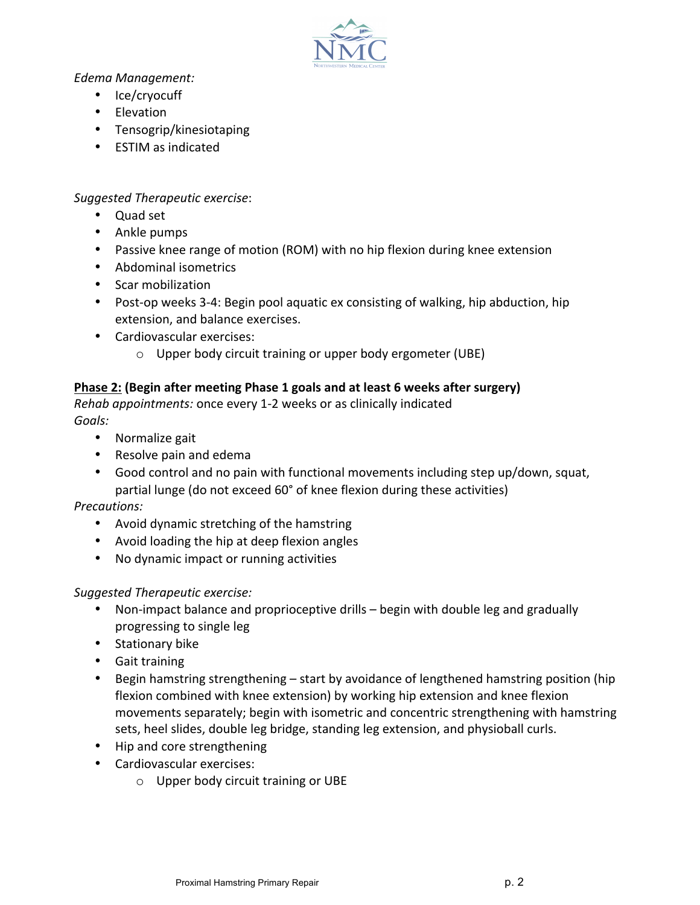*Edema Management:*

- Ice/cryocuff
- Elevation
- Tensogrip/kinesiotaping
- ESTIM as indicated

*Suggested Therapeutic exercise*:

- Quad set
- Ankle pumps
- Passive knee range of motion (ROM) with no hip flexion during knee extension
- Abdominal isometrics
- Scar mobilization
- Post-op weeks 3-4: Begin pool aquatic ex consisting of walking, hip abduction, hip extension, and balance exercises.
- Cardiovascular exercises:
  - Upper body circuit training or upper body ergometer (UBE)

**<u>Phase 2:</u> (Begin after meeting Phase 1 goals and at least 6 weeks after surgery)**

*Rehab appointments:* once every 1-2 weeks or as clinically indicated

*Goals:*

- Normalize gait
- Resolve pain and edema
- Good control and no pain with functional movements including step up/down, squat, partial lunge (do not exceed 60° of knee flexion during these activities)

*Precautions:*

- Avoid dynamic stretching of the hamstring
- Avoid loading the hip at deep flexion angles
- No dynamic impact or running activities

*Suggested Therapeutic exercise:*

- Non-impact balance and proprioceptive drills – begin with double leg and gradually progressing to single leg
- Stationary bike
- Gait training
- Begin hamstring strengthening – start by avoidance of lengthened hamstring position (hip flexion combined with knee extension) by working hip extension and knee flexion movements separately; begin with isometric and concentric strengthening with hamstring sets, heel slides, double leg bridge, standing leg extension, and physioball curls.
- Hip and core strengthening
- Cardiovascular exercises:
  - Upper body circuit training or UBE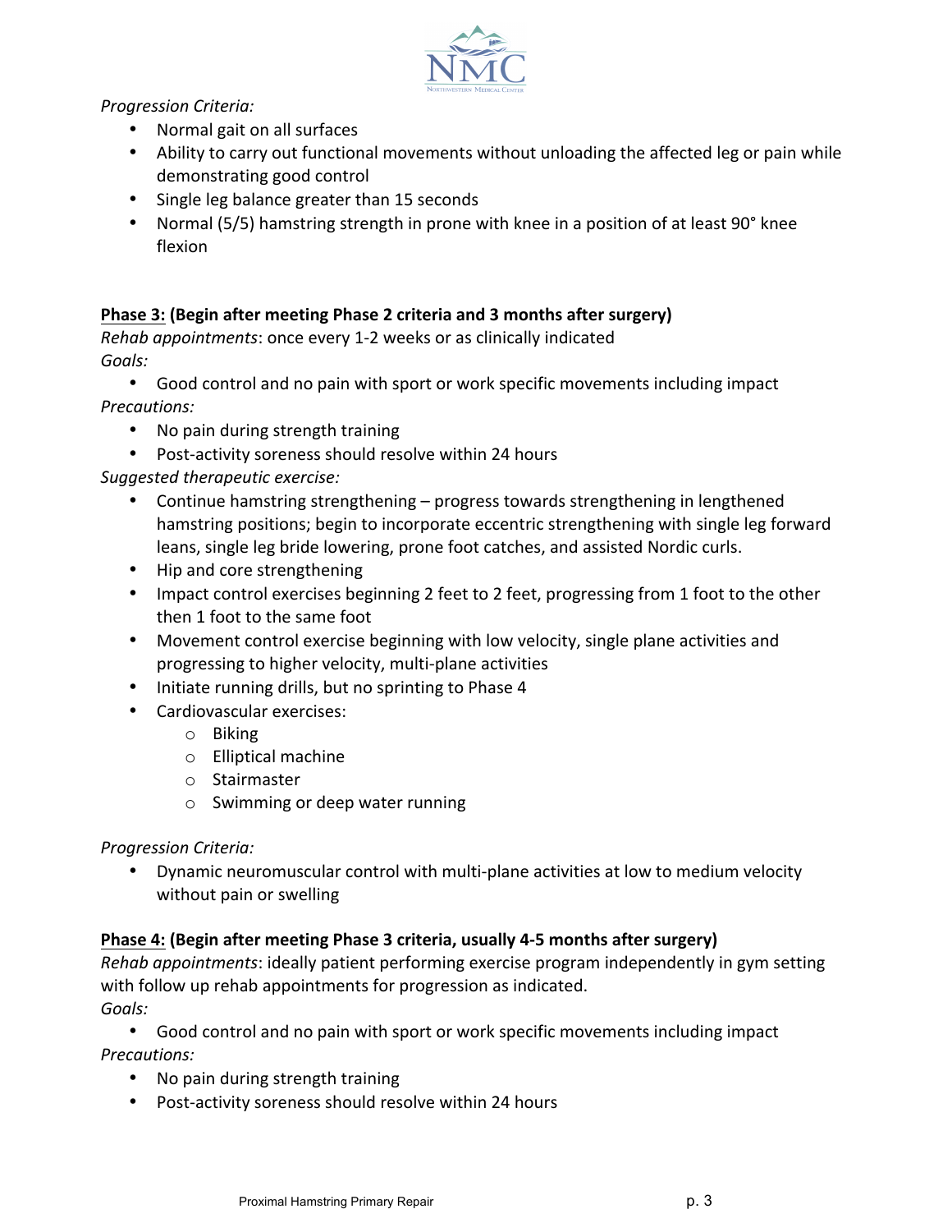*Progression Criteria:*

- Normal gait on all surfaces
- Ability to carry out functional movements without unloading the affected leg or pain while demonstrating good control
- Single leg balance greater than 15 seconds
- Normal (5/5) hamstring strength in prone with knee in a position of at least 90° knee flexion

**Phase 3: (Begin after meeting Phase 2 criteria and 3 months after surgery)**

*Rehab appointments*: once every 1-2 weeks or as clinically indicated

*Goals:*

- Good control and no pain with sport or work specific movements including impact

*Precautions:*

- No pain during strength training
- Post-activity soreness should resolve within 24 hours

*Suggested therapeutic exercise:*

- Continue hamstring strengthening – progress towards strengthening in lengthened hamstring positions; begin to incorporate eccentric strengthening with single leg forward leans, single leg bride lowering, prone foot catches, and assisted Nordic curls.
- Hip and core strengthening
- Impact control exercises beginning 2 feet to 2 feet, progressing from 1 foot to the other then 1 foot to the same foot
- Movement control exercise beginning with low velocity, single plane activities and progressing to higher velocity, multi-plane activities
- Initiate running drills, but no sprinting to Phase 4
- Cardiovascular exercises:
  - Biking
  - Elliptical machine
  - Stairmaster
  - Swimming or deep water running

*Progression Criteria:*

- Dynamic neuromuscular control with multi-plane activities at low to medium velocity without pain or swelling

**Phase 4: (Begin after meeting Phase 3 criteria, usually 4-5 months after surgery)**

*Rehab appointments*: ideally patient performing exercise program independently in gym setting with follow up rehab appointments for progression as indicated.

*Goals:*

- Good control and no pain with sport or work specific movements including impact

*Precautions:*

- No pain during strength training
- Post-activity soreness should resolve within 24 hours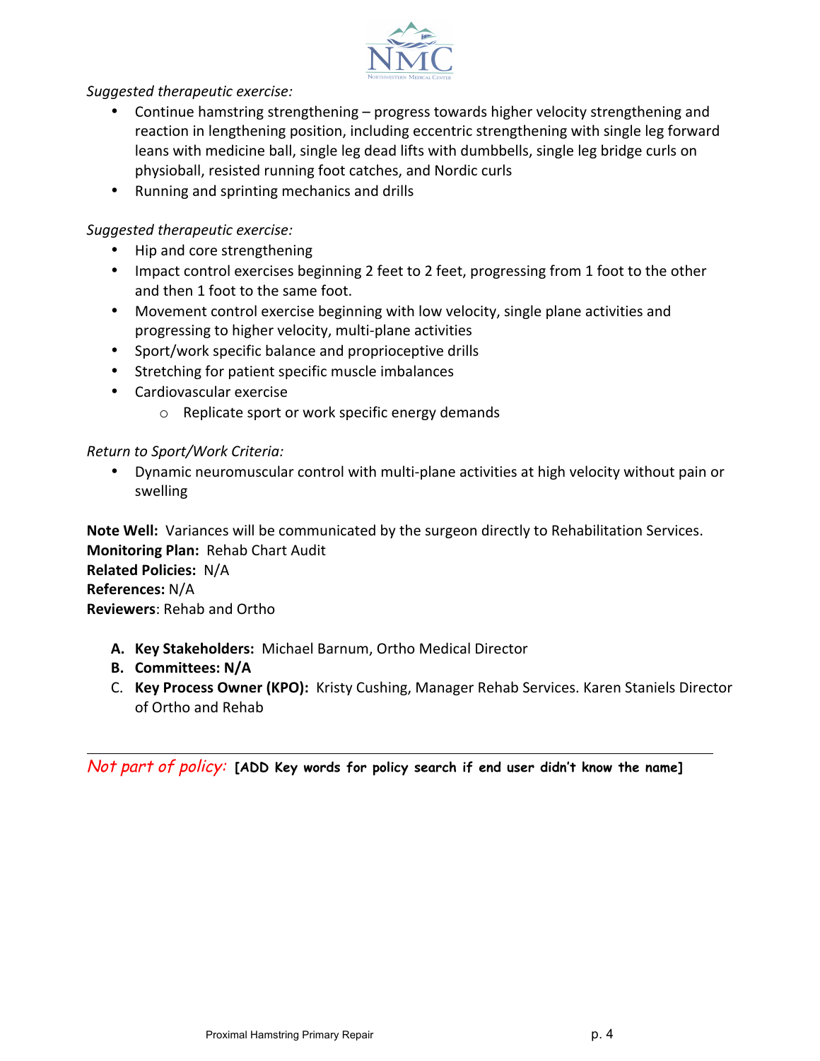*Suggested therapeutic exercise:*

- Continue hamstring strengthening – progress towards higher velocity strengthening and reaction in lengthening position, including eccentric strengthening with single leg forward leans with medicine ball, single leg dead lifts with dumbbells, single leg bridge curls on physioball, resisted running foot catches, and Nordic curls
- Running and sprinting mechanics and drills

*Suggested therapeutic exercise:*

- Hip and core strengthening
- Impact control exercises beginning 2 feet to 2 feet, progressing from 1 foot to the other and then 1 foot to the same foot.
- Movement control exercise beginning with low velocity, single plane activities and progressing to higher velocity, multi-plane activities
- Sport/work specific balance and proprioceptive drills
- Stretching for patient specific muscle imbalances
- Cardiovascular exercise
  - Replicate sport or work specific energy demands

*Return to Sport/Work Criteria:*

- Dynamic neuromuscular control with multi-plane activities at high velocity without pain or swelling

**Note Well:** Variances will be communicated by the surgeon directly to Rehabilitation Services.
**Monitoring Plan:** Rehab Chart Audit
**Related Policies:** N/A
**References:** N/A
**Reviewers**: Rehab and Ortho

A. **Key Stakeholders:** Michael Barnum, Ortho Medical Director
B. **Committees: N/A**
C. **Key Process Owner (KPO):** Kristy Cushing, Manager Rehab Services. Karen Staniels Director of Ortho and Rehab

---

*Not part of policy:* **[ADD Key words for policy search if end user didn't know the name]**